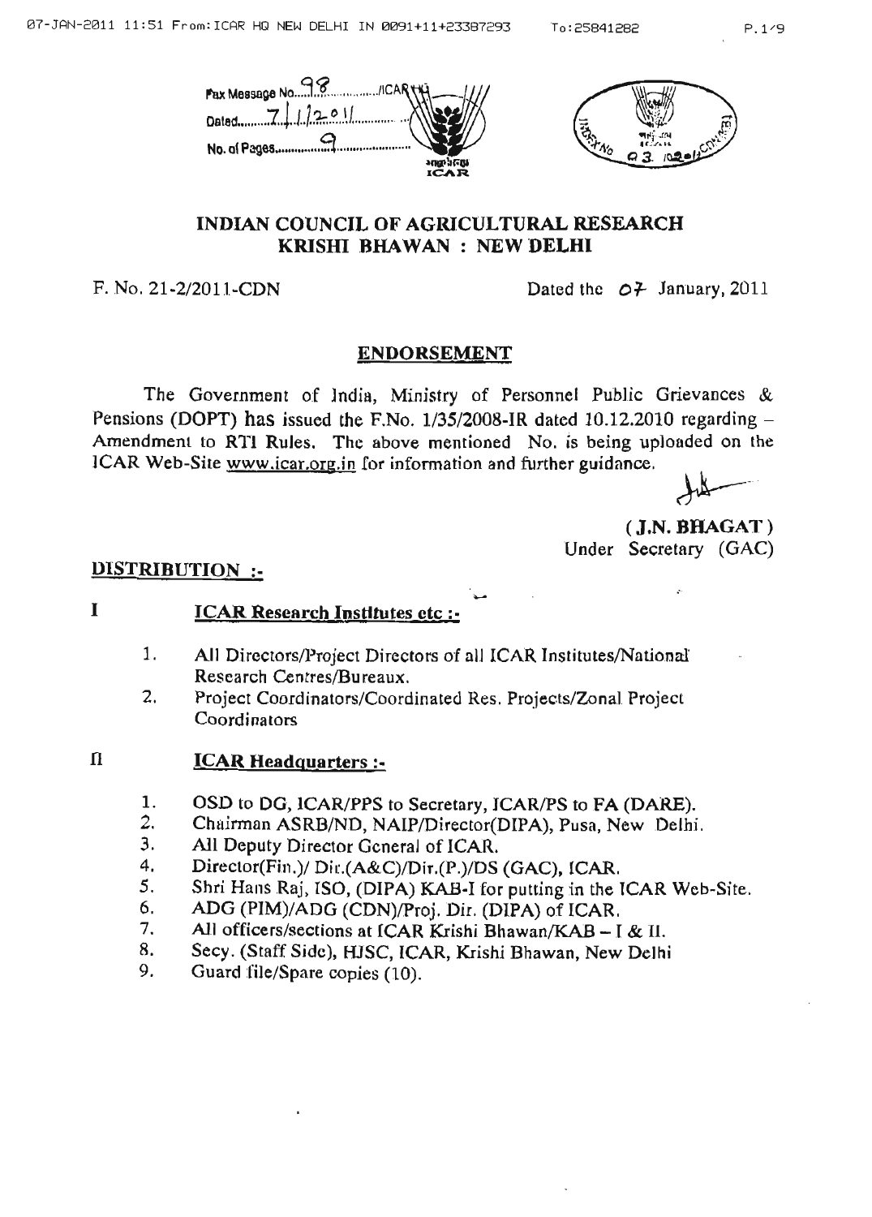Fax Message No. 98 /ICAR
Dated 7/1/2011
No. of Pages 9

# INDIAN COUNCIL OF AGRICULTURAL RESEARCH
## KRISHI BHAWAN : NEW DELHI

F. No. 21-2/2011-CDN Dated the 07 January, 2011

### ENDORSEMENT

The Government of India, Ministry of Personnel Public Grievances & Pensions (DOPT) has issued the F.No. 1/35/2008-IR dated 10.12.2010 regarding – Amendment to RTI Rules. The above mentioned No. is being uploaded on the ICAR Web-Site www.icar.org.in for information and further guidance.

( J.N. BHAGAT )
Under Secretary (GAC)

**DISTRIBUTION :-**

**I ICAR Research Institutes etc :-**

1. All Directors/Project Directors of all ICAR Institutes/National Research Centres/Bureaux.
2. Project Coordinators/Coordinated Res. Projects/Zonal Project Coordinators

**II ICAR Headquarters :-**

1. OSD to DG, ICAR/PPS to Secretary, ICAR/PS to FA (DARE).
2. Chairman ASRB/ND, NAIP/Director(DIPA), Pusa, New Delhi.
3. All Deputy Director General of ICAR.
4. Director(Fin.)/ Dir.(A&C)/Dir.(P.)/DS (GAC), ICAR.
5. Shri Hans Raj, ISO, (DIPA) KAB-I for putting in the ICAR Web-Site.
6. ADG (PIM)/ADG (CDN)/Proj. Dir. (DIPA) of ICAR.
7. All officers/sections at ICAR Krishi Bhawan/KAB – I & II.
8. Secy. (Staff Side), HJSC, ICAR, Krishi Bhawan, New Delhi
9. Guard file/Spare copies (10).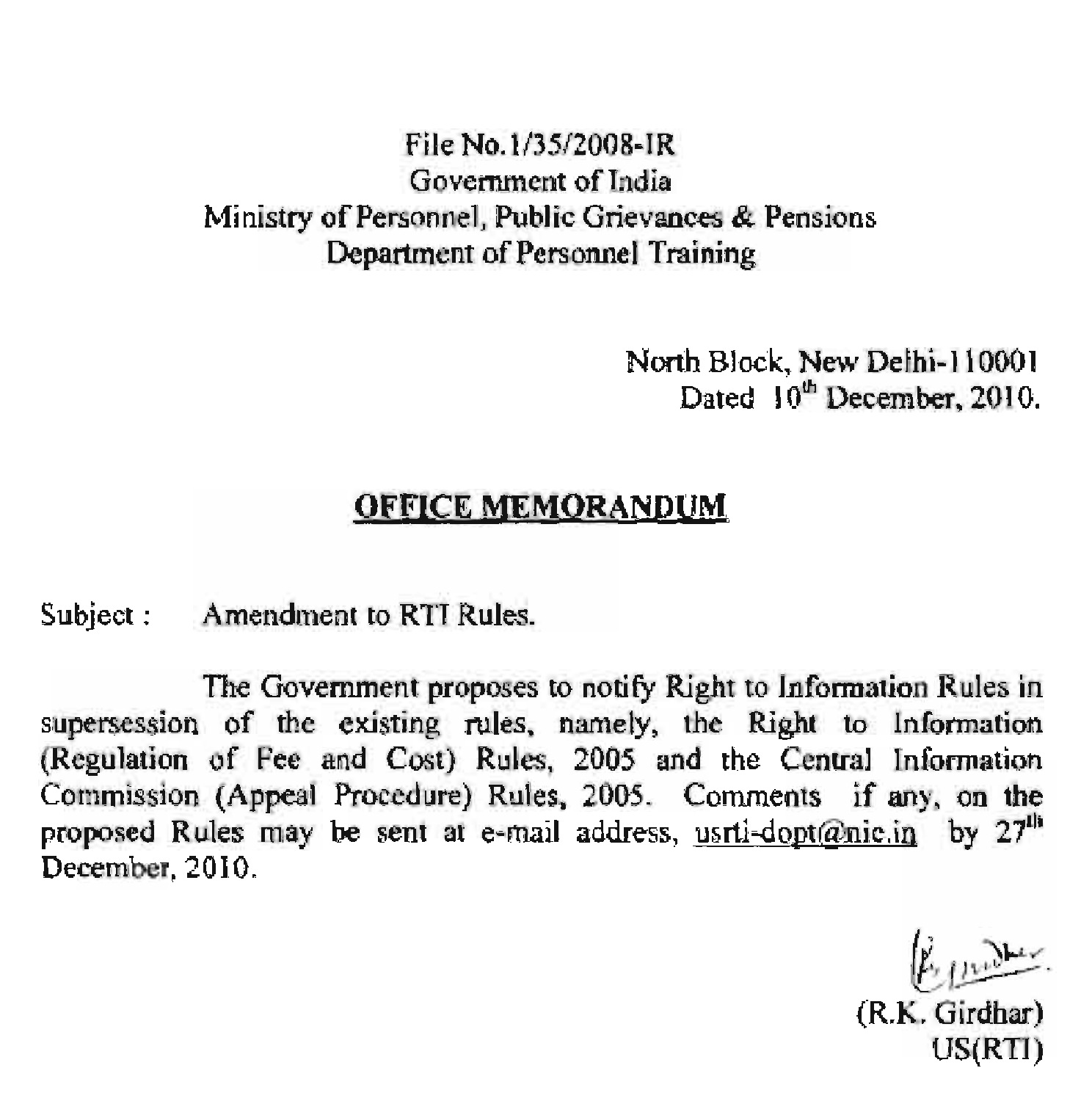File No.1/35/2008-IR
Government of India
Ministry of Personnel, Public Grievances & Pensions
Department of Personnel Training

North Block, New Delhi-110001
Dated 10th December, 2010.

## OFFICE MEMORANDUM

Subject : Amendment to RTI Rules.

The Government proposes to notify Right to Information Rules in supersession of the existing rules, namely, the Right to Information (Regulation of Fee and Cost) Rules, 2005 and the Central Information Commission (Appeal Procedure) Rules, 2005. Comments if any, on the proposed Rules may be sent at e-mail address, usrti-dopt@nic.in by 27th December, 2010.

(R.K. Girdhar)
US(RTI)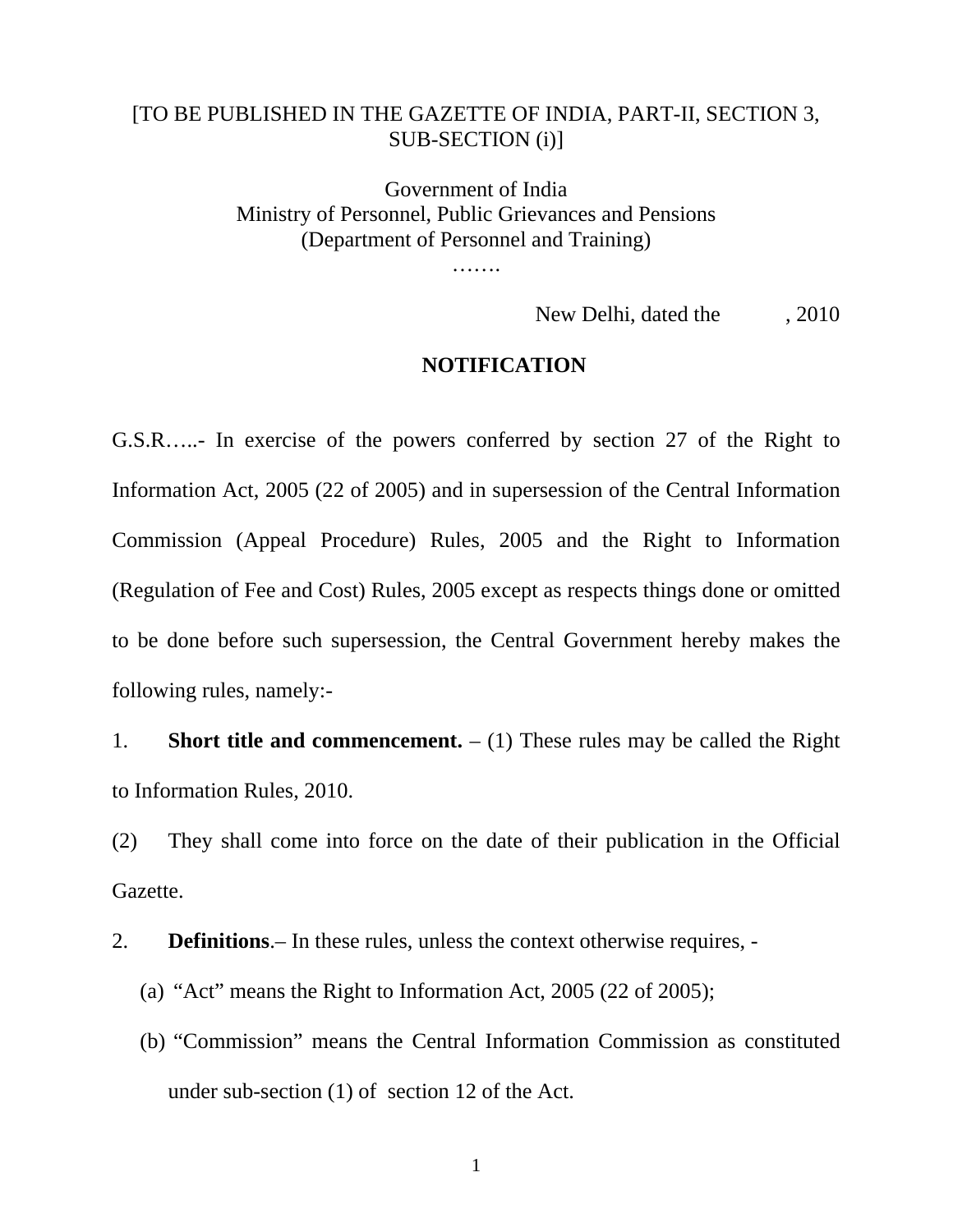[TO BE PUBLISHED IN THE GAZETTE OF INDIA, PART-II, SECTION 3, SUB-SECTION (i)]

Government of India
Ministry of Personnel, Public Grievances and Pensions
(Department of Personnel and Training)
…….

New Delhi, dated the , 2010

**NOTIFICATION**

G.S.R…..- In exercise of the powers conferred by section 27 of the Right to Information Act, 2005 (22 of 2005) and in supersession of the Central Information Commission (Appeal Procedure) Rules, 2005 and the Right to Information (Regulation of Fee and Cost) Rules, 2005 except as respects things done or omitted to be done before such supersession, the Central Government hereby makes the following rules, namely:-

1. **Short title and commencement.** – (1) These rules may be called the Right to Information Rules, 2010.

(2) They shall come into force on the date of their publication in the Official Gazette.

2. **Definitions**.– In these rules, unless the context otherwise requires, -

(a) "Act" means the Right to Information Act, 2005 (22 of 2005);

(b) "Commission" means the Central Information Commission as constituted under sub-section (1) of section 12 of the Act.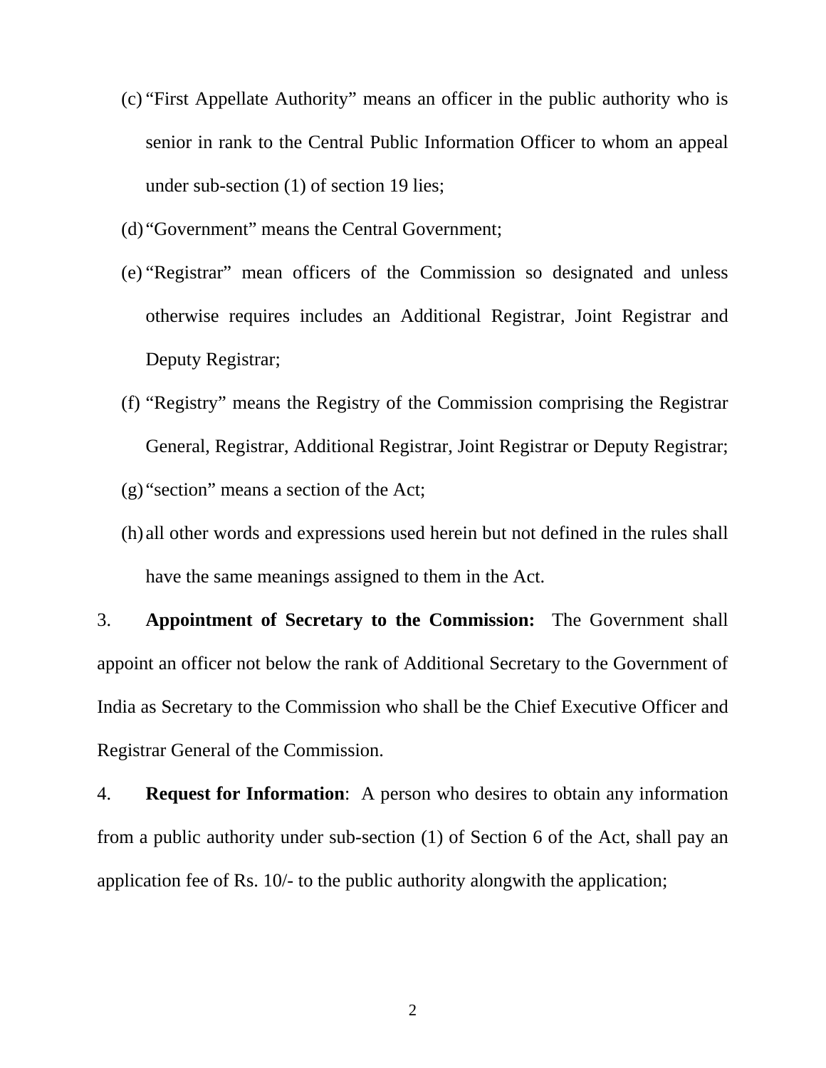(c) "First Appellate Authority" means an officer in the public authority who is senior in rank to the Central Public Information Officer to whom an appeal under sub-section (1) of section 19 lies;

(d) "Government" means the Central Government;

(e) "Registrar" mean officers of the Commission so designated and unless otherwise requires includes an Additional Registrar, Joint Registrar and Deputy Registrar;

(f) "Registry" means the Registry of the Commission comprising the Registrar General, Registrar, Additional Registrar, Joint Registrar or Deputy Registrar;

(g) "section" means a section of the Act;

(h) all other words and expressions used herein but not defined in the rules shall have the same meanings assigned to them in the Act.

3. **Appointment of Secretary to the Commission:** The Government shall appoint an officer not below the rank of Additional Secretary to the Government of India as Secretary to the Commission who shall be the Chief Executive Officer and Registrar General of the Commission.

4. **Request for Information**: A person who desires to obtain any information from a public authority under sub-section (1) of Section 6 of the Act, shall pay an application fee of Rs. 10/- to the public authority alongwith the application;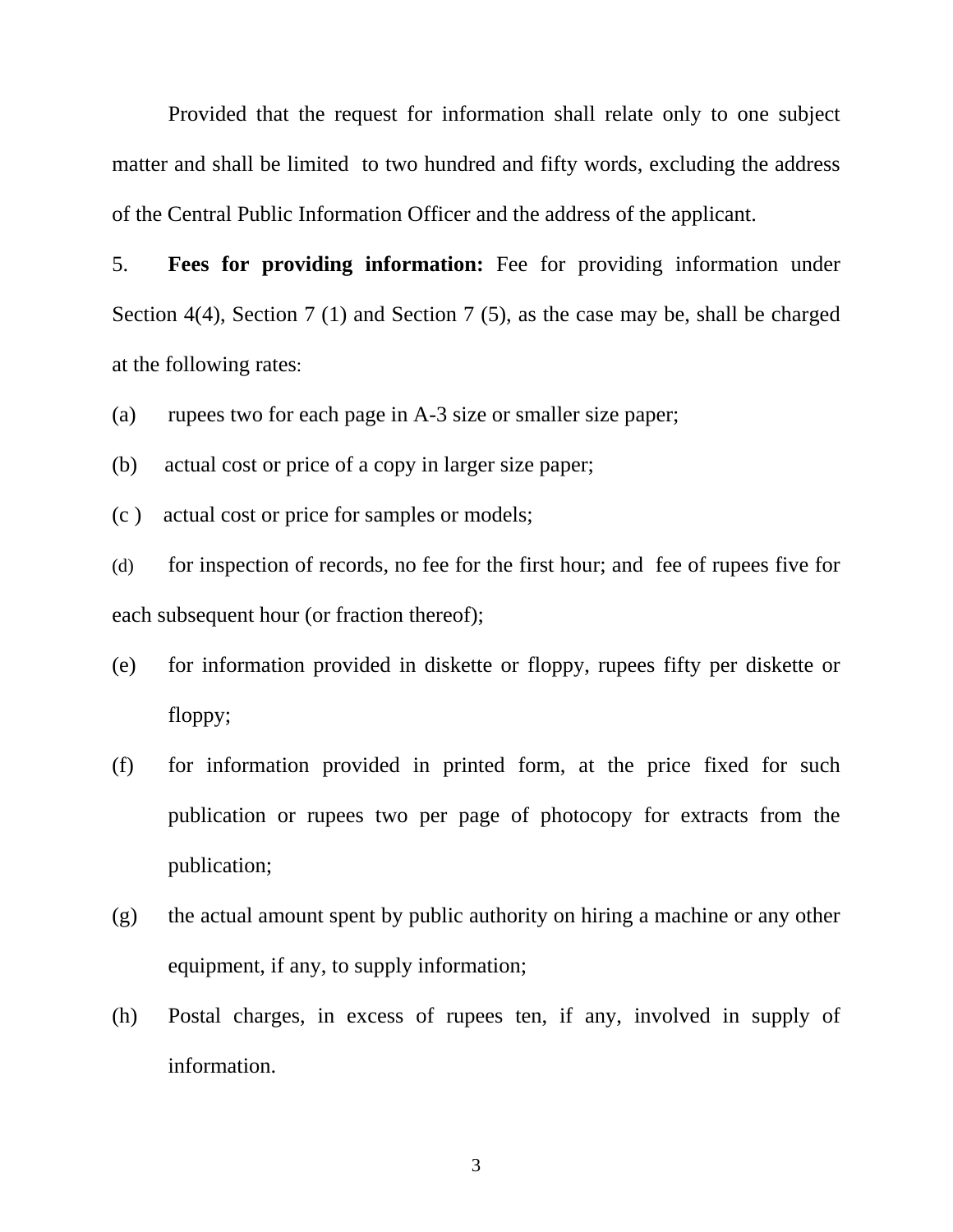Provided that the request for information shall relate only to one subject matter and shall be limited to two hundred and fifty words, excluding the address of the Central Public Information Officer and the address of the applicant.

5. **Fees for providing information:** Fee for providing information under Section 4(4), Section 7 (1) and Section 7 (5), as the case may be, shall be charged at the following rates:

(a) rupees two for each page in A-3 size or smaller size paper;

(b) actual cost or price of a copy in larger size paper;

(c ) actual cost or price for samples or models;

(d) for inspection of records, no fee for the first hour; and fee of rupees five for each subsequent hour (or fraction thereof);

(e) for information provided in diskette or floppy, rupees fifty per diskette or floppy;

(f) for information provided in printed form, at the price fixed for such publication or rupees two per page of photocopy for extracts from the publication;

(g) the actual amount spent by public authority on hiring a machine or any other equipment, if any, to supply information;

(h) Postal charges, in excess of rupees ten, if any, involved in supply of information.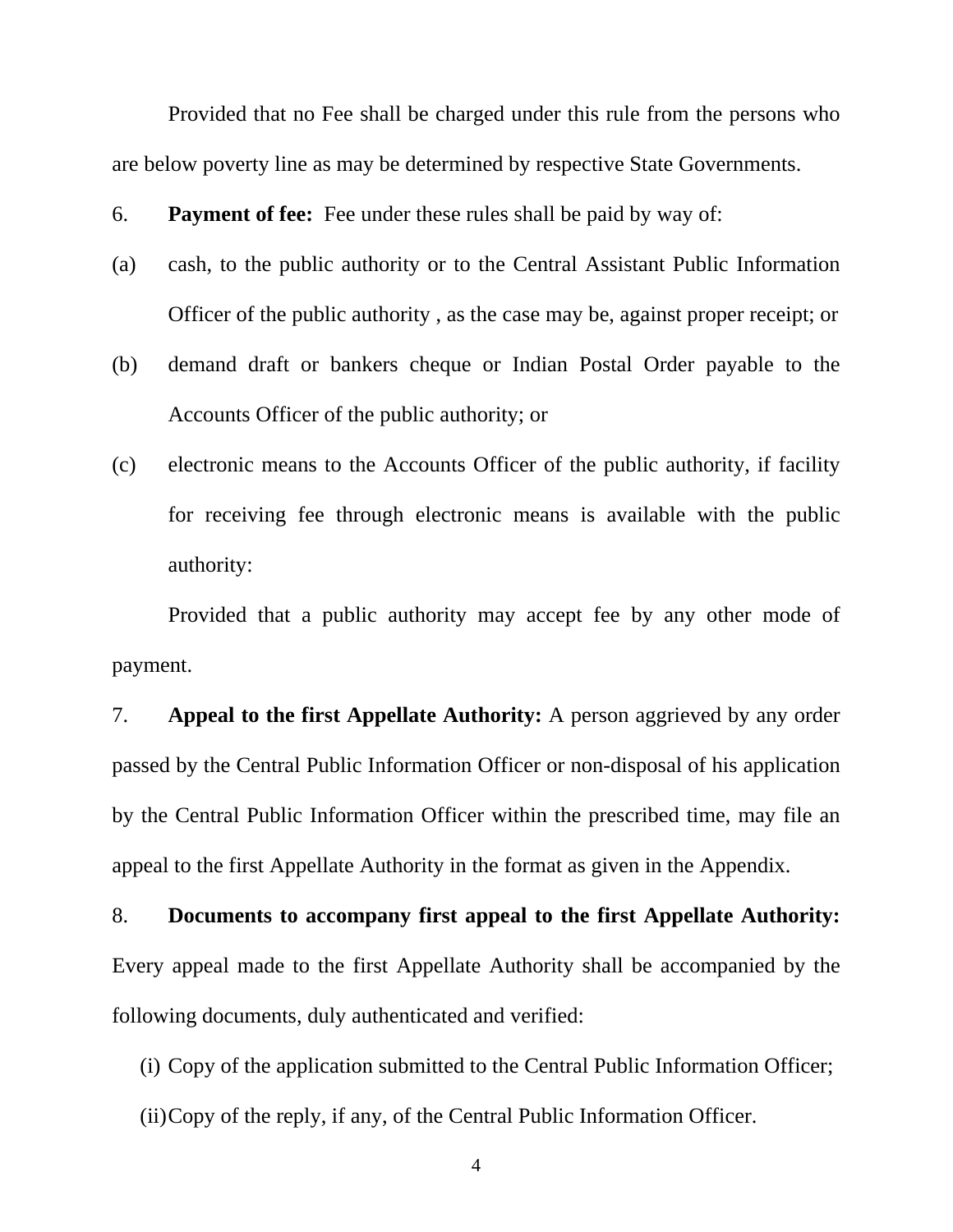Provided that no Fee shall be charged under this rule from the persons who are below poverty line as may be determined by respective State Governments.

6. **Payment of fee:** Fee under these rules shall be paid by way of:

(a) cash, to the public authority or to the Central Assistant Public Information Officer of the public authority , as the case may be, against proper receipt; or

(b) demand draft or bankers cheque or Indian Postal Order payable to the Accounts Officer of the public authority; or

(c) electronic means to the Accounts Officer of the public authority, if facility for receiving fee through electronic means is available with the public authority:

Provided that a public authority may accept fee by any other mode of payment.

7. **Appeal to the first Appellate Authority:** A person aggrieved by any order passed by the Central Public Information Officer or non-disposal of his application by the Central Public Information Officer within the prescribed time, may file an appeal to the first Appellate Authority in the format as given in the Appendix.

8. **Documents to accompany first appeal to the first Appellate Authority:** Every appeal made to the first Appellate Authority shall be accompanied by the following documents, duly authenticated and verified:

(i) Copy of the application submitted to the Central Public Information Officer;

(ii) Copy of the reply, if any, of the Central Public Information Officer.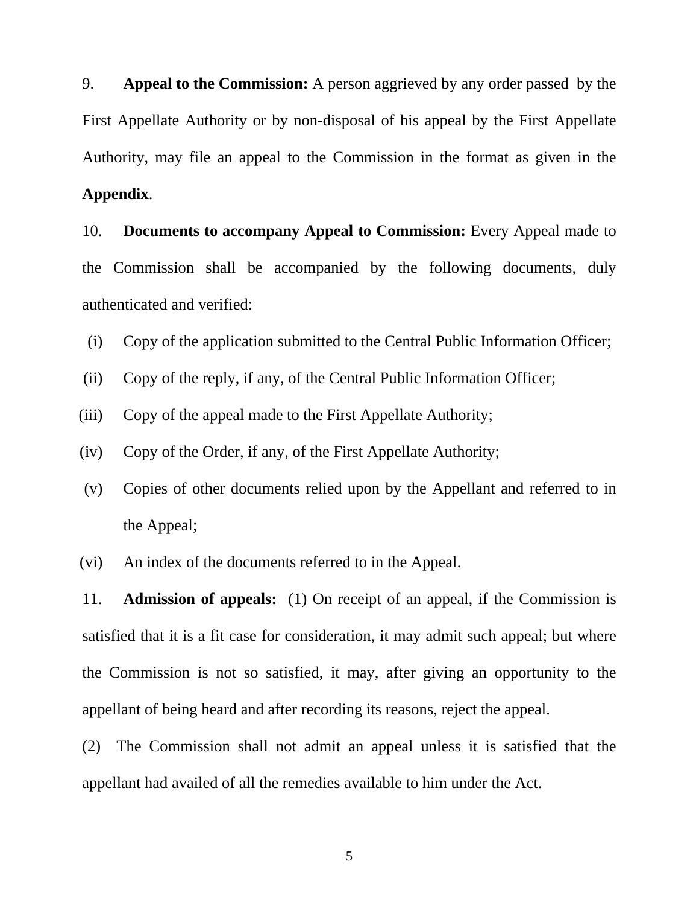9. **Appeal to the Commission:** A person aggrieved by any order passed by the First Appellate Authority or by non-disposal of his appeal by the First Appellate Authority, may file an appeal to the Commission in the format as given in the **Appendix**.

10. **Documents to accompany Appeal to Commission:** Every Appeal made to the Commission shall be accompanied by the following documents, duly authenticated and verified:

(i) Copy of the application submitted to the Central Public Information Officer;

(ii) Copy of the reply, if any, of the Central Public Information Officer;

(iii) Copy of the appeal made to the First Appellate Authority;

(iv) Copy of the Order, if any, of the First Appellate Authority;

(v) Copies of other documents relied upon by the Appellant and referred to in the Appeal;

(vi) An index of the documents referred to in the Appeal.

11. **Admission of appeals:** (1) On receipt of an appeal, if the Commission is satisfied that it is a fit case for consideration, it may admit such appeal; but where the Commission is not so satisfied, it may, after giving an opportunity to the appellant of being heard and after recording its reasons, reject the appeal.

(2) The Commission shall not admit an appeal unless it is satisfied that the appellant had availed of all the remedies available to him under the Act.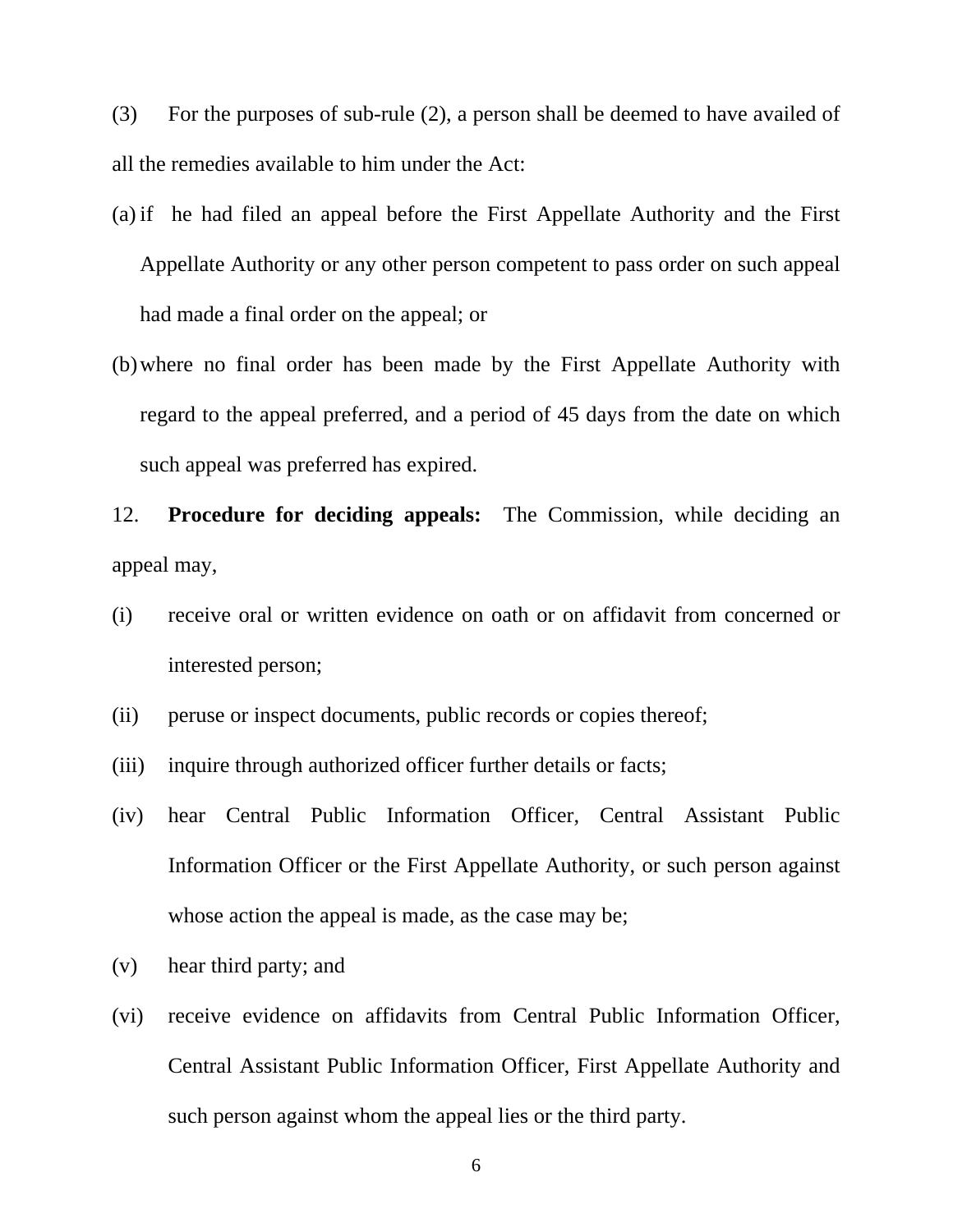(3) For the purposes of sub-rule (2), a person shall be deemed to have availed of all the remedies available to him under the Act:

(a) if he had filed an appeal before the First Appellate Authority and the First Appellate Authority or any other person competent to pass order on such appeal had made a final order on the appeal; or

(b) where no final order has been made by the First Appellate Authority with regard to the appeal preferred, and a period of 45 days from the date on which such appeal was preferred has expired.

12. **Procedure for deciding appeals:** The Commission, while deciding an appeal may,

(i) receive oral or written evidence on oath or on affidavit from concerned or interested person;

(ii) peruse or inspect documents, public records or copies thereof;

(iii) inquire through authorized officer further details or facts;

(iv) hear Central Public Information Officer, Central Assistant Public Information Officer or the First Appellate Authority, or such person against whose action the appeal is made, as the case may be;

(v) hear third party; and

(vi) receive evidence on affidavits from Central Public Information Officer, Central Assistant Public Information Officer, First Appellate Authority and such person against whom the appeal lies or the third party.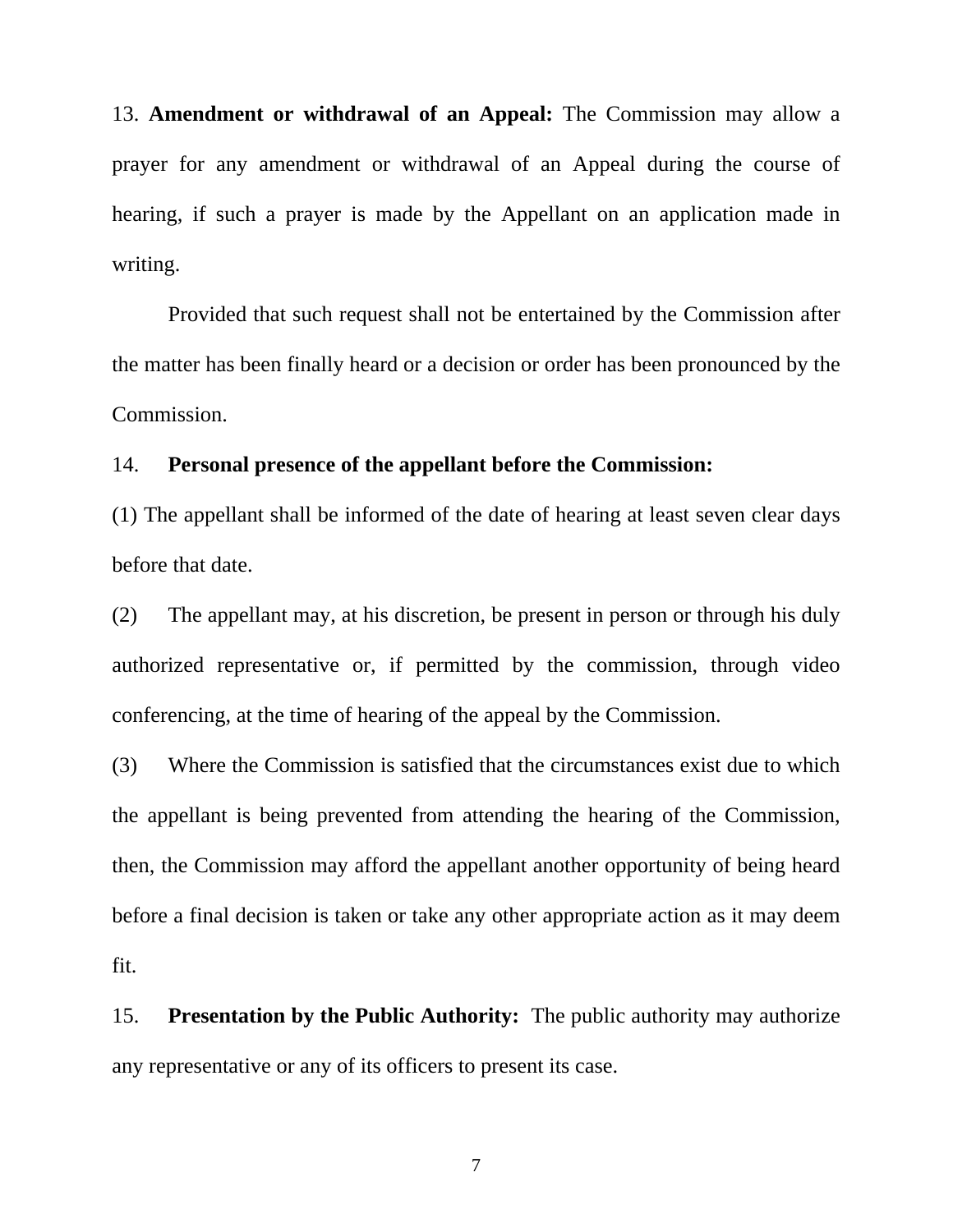13. **Amendment or withdrawal of an Appeal:** The Commission may allow a prayer for any amendment or withdrawal of an Appeal during the course of hearing, if such a prayer is made by the Appellant on an application made in writing.

Provided that such request shall not be entertained by the Commission after the matter has been finally heard or a decision or order has been pronounced by the Commission.

14. **Personal presence of the appellant before the Commission:**

(1) The appellant shall be informed of the date of hearing at least seven clear days before that date.

(2) The appellant may, at his discretion, be present in person or through his duly authorized representative or, if permitted by the commission, through video conferencing, at the time of hearing of the appeal by the Commission.

(3) Where the Commission is satisfied that the circumstances exist due to which the appellant is being prevented from attending the hearing of the Commission, then, the Commission may afford the appellant another opportunity of being heard before a final decision is taken or take any other appropriate action as it may deem fit.

15. **Presentation by the Public Authority:** The public authority may authorize any representative or any of its officers to present its case.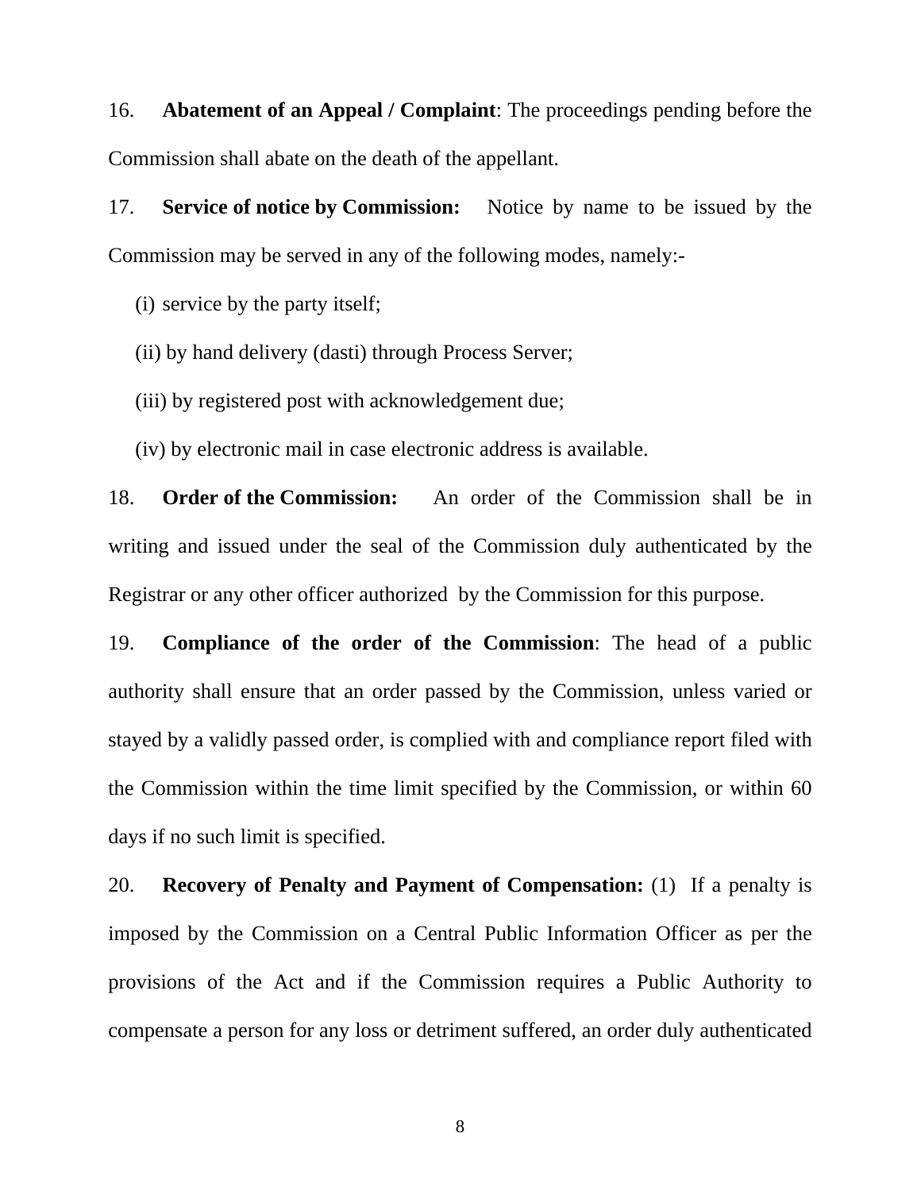16. **Abatement of an Appeal / Complaint**: The proceedings pending before the Commission shall abate on the death of the appellant.

17. **Service of notice by Commission:** Notice by name to be issued by the Commission may be served in any of the following modes, namely:-

(i) service by the party itself;

(ii) by hand delivery (dasti) through Process Server;

(iii) by registered post with acknowledgement due;

(iv) by electronic mail in case electronic address is available.

18. **Order of the Commission:** An order of the Commission shall be in writing and issued under the seal of the Commission duly authenticated by the Registrar or any other officer authorized by the Commission for this purpose.

19. **Compliance of the order of the Commission**: The head of a public authority shall ensure that an order passed by the Commission, unless varied or stayed by a validly passed order, is complied with and compliance report filed with the Commission within the time limit specified by the Commission, or within 60 days if no such limit is specified.

20. **Recovery of Penalty and Payment of Compensation:** (1) If a penalty is imposed by the Commission on a Central Public Information Officer as per the provisions of the Act and if the Commission requires a Public Authority to compensate a person for any loss or detriment suffered, an order duly authenticated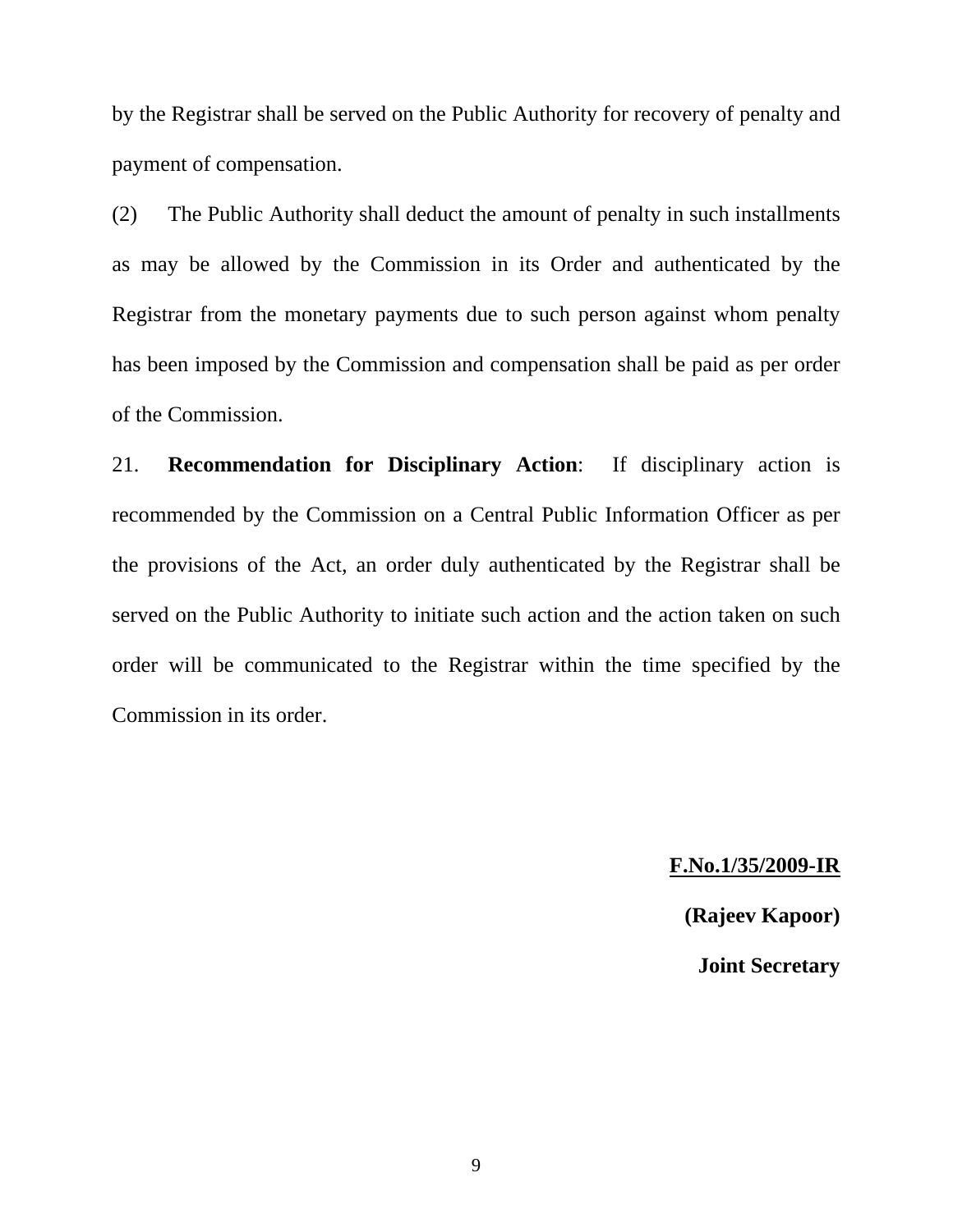by the Registrar shall be served on the Public Authority for recovery of penalty and payment of compensation.

(2) The Public Authority shall deduct the amount of penalty in such installments as may be allowed by the Commission in its Order and authenticated by the Registrar from the monetary payments due to such person against whom penalty has been imposed by the Commission and compensation shall be paid as per order of the Commission.

21. **Recommendation for Disciplinary Action**: If disciplinary action is recommended by the Commission on a Central Public Information Officer as per the provisions of the Act, an order duly authenticated by the Registrar shall be served on the Public Authority to initiate such action and the action taken on such order will be communicated to the Registrar within the time specified by the Commission in its order.

**F.No.1/35/2009-IR**

**(Rajeev Kapoor)**

**Joint Secretary**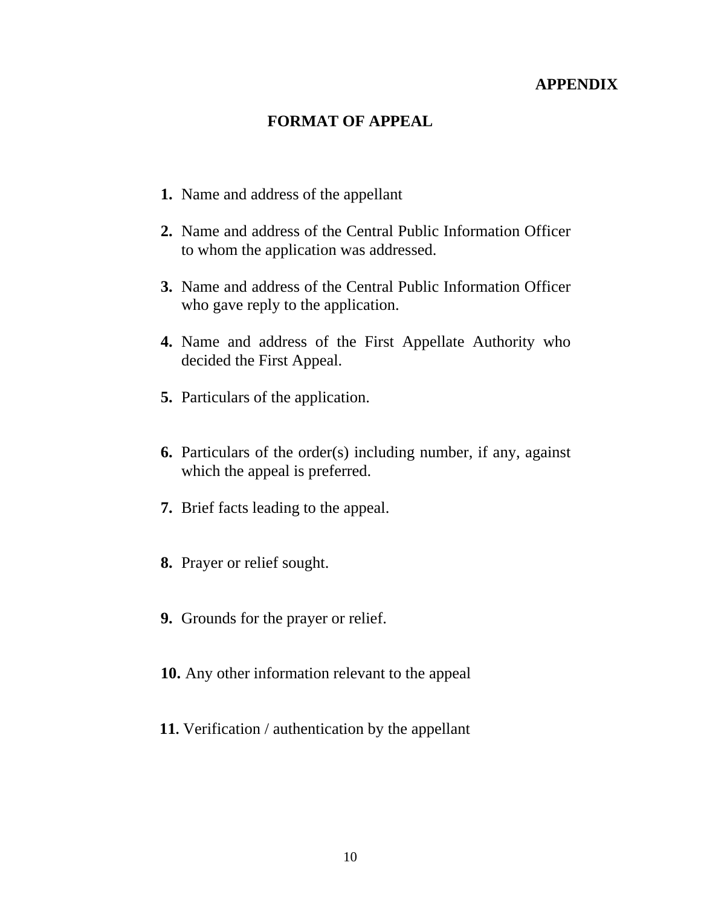**APPENDIX**

## FORMAT OF APPEAL

1. Name and address of the appellant
2. Name and address of the Central Public Information Officer to whom the application was addressed.
3. Name and address of the Central Public Information Officer who gave reply to the application.
4. Name and address of the First Appellate Authority who decided the First Appeal.
5. Particulars of the application.
6. Particulars of the order(s) including number, if any, against which the appeal is preferred.
7. Brief facts leading to the appeal.
8. Prayer or relief sought.
9. Grounds for the prayer or relief.
10. Any other information relevant to the appeal
11. Verification / authentication by the appellant